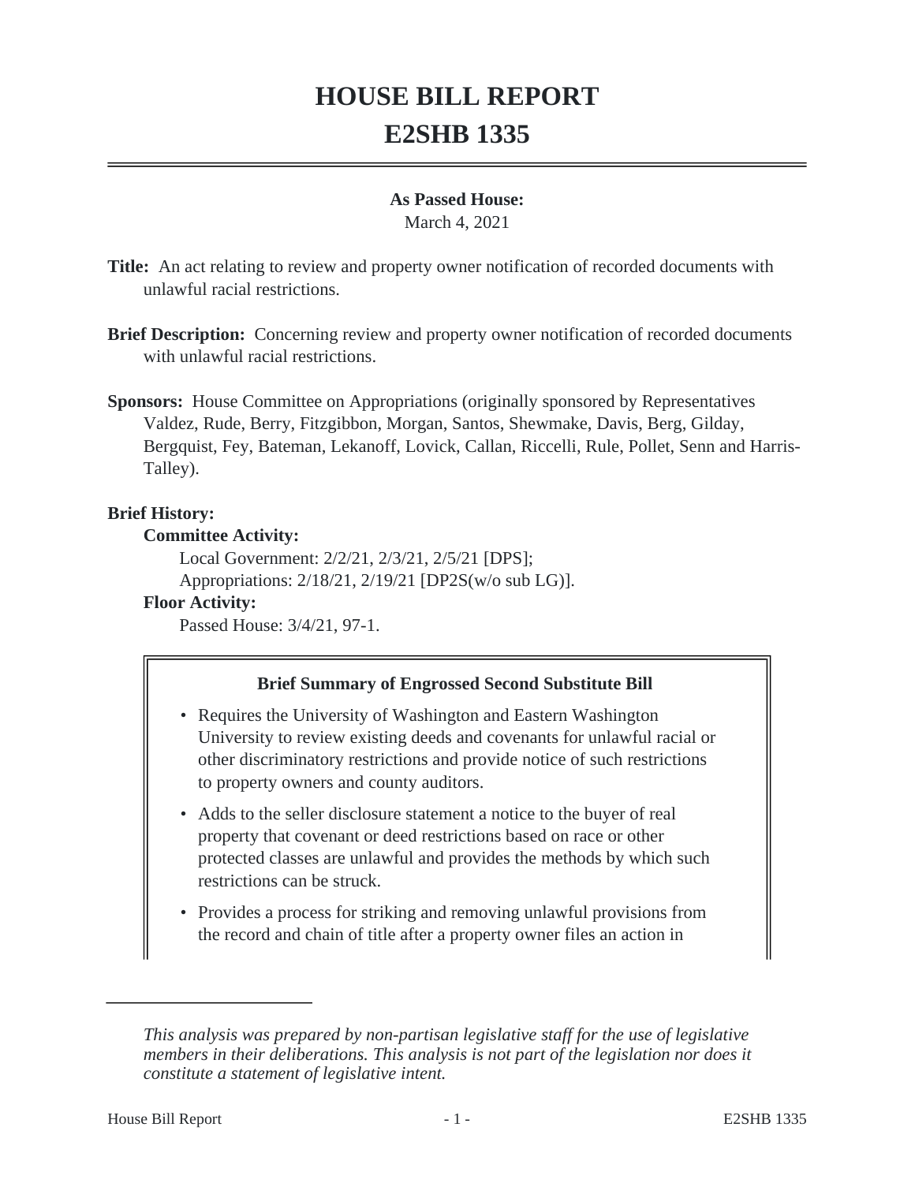# HOUSE BILL REPORT
# E2SHB 1335

**As Passed House:**
March 4, 2021

**Title:** An act relating to review and property owner notification of recorded documents with unlawful racial restrictions.

**Brief Description:** Concerning review and property owner notification of recorded documents with unlawful racial restrictions.

**Sponsors:** House Committee on Appropriations (originally sponsored by Representatives Valdez, Rude, Berry, Fitzgibbon, Morgan, Santos, Shewmake, Davis, Berg, Gilday, Bergquist, Fey, Bateman, Lekanoff, Lovick, Callan, Riccelli, Rule, Pollet, Senn and Harris-Talley).

**Brief History:**

**Committee Activity:**

Local Government: 2/2/21, 2/3/21, 2/5/21 [DPS];

Appropriations: 2/18/21, 2/19/21 [DP2S(w/o sub LG)].

**Floor Activity:**

Passed House: 3/4/21, 97-1.

**Brief Summary of Engrossed Second Substitute Bill**

- Requires the University of Washington and Eastern Washington University to review existing deeds and covenants for unlawful racial or other discriminatory restrictions and provide notice of such restrictions to property owners and county auditors.
- Adds to the seller disclosure statement a notice to the buyer of real property that covenant or deed restrictions based on race or other protected classes are unlawful and provides the methods by which such restrictions can be struck.
- Provides a process for striking and removing unlawful provisions from the record and chain of title after a property owner files an action in

*This analysis was prepared by non-partisan legislative staff for the use of legislative members in their deliberations. This analysis is not part of the legislation nor does it constitute a statement of legislative intent.*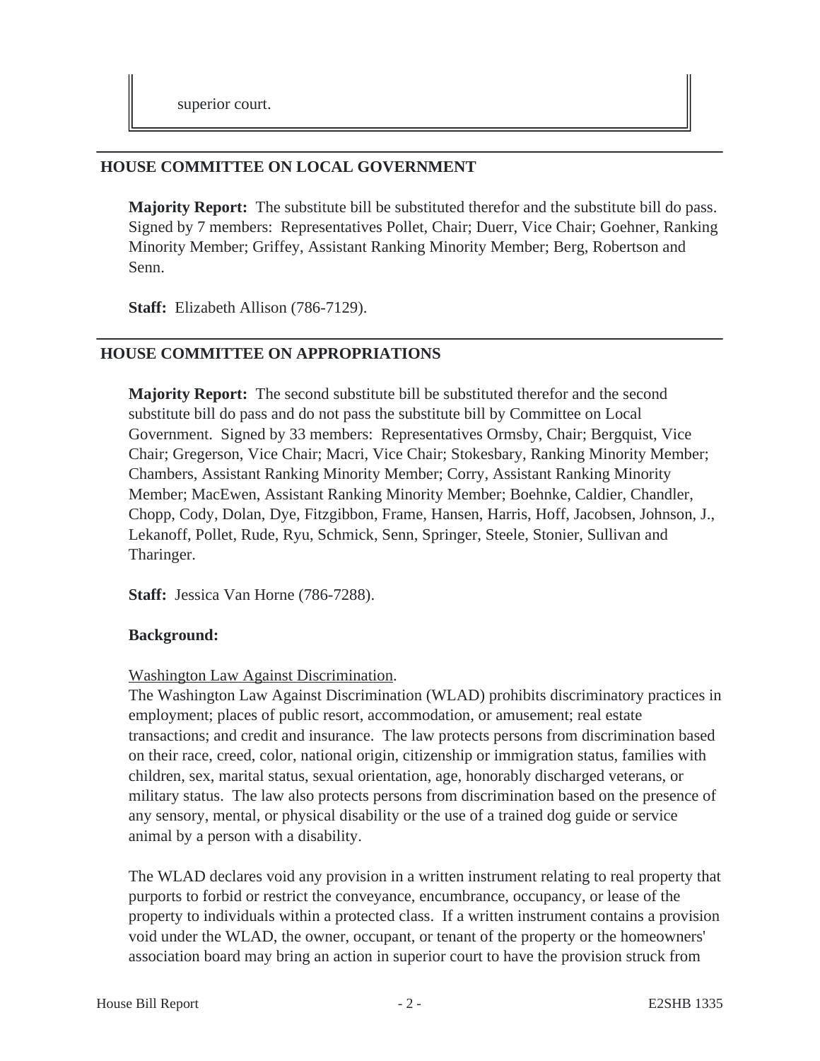superior court.

## HOUSE COMMITTEE ON LOCAL GOVERNMENT

**Majority Report:** The substitute bill be substituted therefor and the substitute bill do pass. Signed by 7 members: Representatives Pollet, Chair; Duerr, Vice Chair; Goehner, Ranking Minority Member; Griffey, Assistant Ranking Minority Member; Berg, Robertson and Senn.

**Staff:** Elizabeth Allison (786-7129).

## HOUSE COMMITTEE ON APPROPRIATIONS

**Majority Report:** The second substitute bill be substituted therefor and the second substitute bill do pass and do not pass the substitute bill by Committee on Local Government. Signed by 33 members: Representatives Ormsby, Chair; Bergquist, Vice Chair; Gregerson, Vice Chair; Macri, Vice Chair; Stokesbary, Ranking Minority Member; Chambers, Assistant Ranking Minority Member; Corry, Assistant Ranking Minority Member; MacEwen, Assistant Ranking Minority Member; Boehnke, Caldier, Chandler, Chopp, Cody, Dolan, Dye, Fitzgibbon, Frame, Hansen, Harris, Hoff, Jacobsen, Johnson, J., Lekanoff, Pollet, Rude, Ryu, Schmick, Senn, Springer, Steele, Stonier, Sullivan and Tharinger.

**Staff:** Jessica Van Horne (786-7288).

**Background:**

Washington Law Against Discrimination.

The Washington Law Against Discrimination (WLAD) prohibits discriminatory practices in employment; places of public resort, accommodation, or amusement; real estate transactions; and credit and insurance. The law protects persons from discrimination based on their race, creed, color, national origin, citizenship or immigration status, families with children, sex, marital status, sexual orientation, age, honorably discharged veterans, or military status. The law also protects persons from discrimination based on the presence of any sensory, mental, or physical disability or the use of a trained dog guide or service animal by a person with a disability.

The WLAD declares void any provision in a written instrument relating to real property that purports to forbid or restrict the conveyance, encumbrance, occupancy, or lease of the property to individuals within a protected class. If a written instrument contains a provision void under the WLAD, the owner, occupant, or tenant of the property or the homeowners' association board may bring an action in superior court to have the provision struck from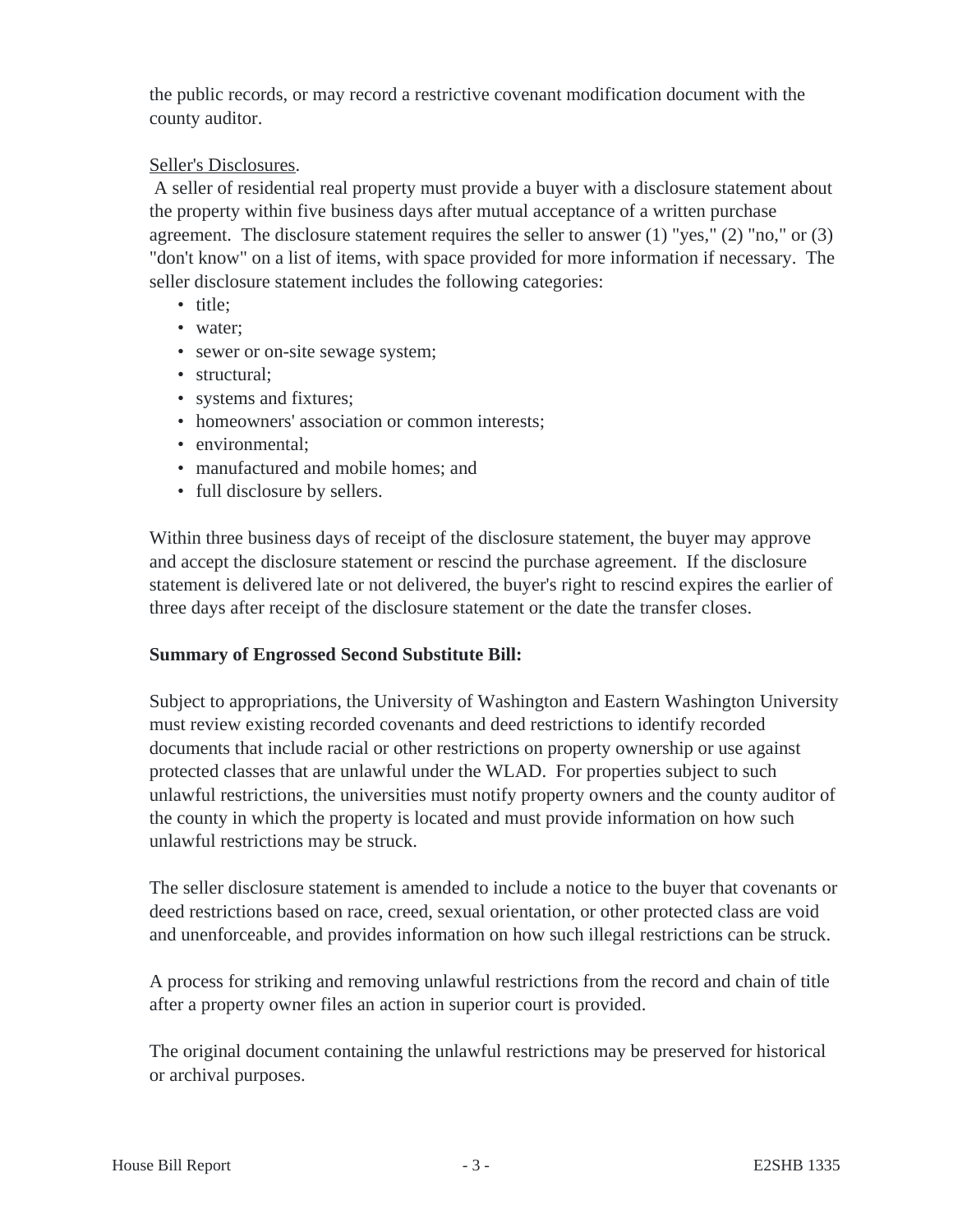the public records, or may record a restrictive covenant modification document with the county auditor.

Seller's Disclosures.

A seller of residential real property must provide a buyer with a disclosure statement about the property within five business days after mutual acceptance of a written purchase agreement. The disclosure statement requires the seller to answer (1) "yes," (2) "no," or (3) "don't know" on a list of items, with space provided for more information if necessary. The seller disclosure statement includes the following categories:

- title;
- water;
- sewer or on-site sewage system;
- structural;
- systems and fixtures;
- homeowners' association or common interests;
- environmental;
- manufactured and mobile homes; and
- full disclosure by sellers.

Within three business days of receipt of the disclosure statement, the buyer may approve and accept the disclosure statement or rescind the purchase agreement. If the disclosure statement is delivered late or not delivered, the buyer's right to rescind expires the earlier of three days after receipt of the disclosure statement or the date the transfer closes.

**Summary of Engrossed Second Substitute Bill:**

Subject to appropriations, the University of Washington and Eastern Washington University must review existing recorded covenants and deed restrictions to identify recorded documents that include racial or other restrictions on property ownership or use against protected classes that are unlawful under the WLAD. For properties subject to such unlawful restrictions, the universities must notify property owners and the county auditor of the county in which the property is located and must provide information on how such unlawful restrictions may be struck.

The seller disclosure statement is amended to include a notice to the buyer that covenants or deed restrictions based on race, creed, sexual orientation, or other protected class are void and unenforceable, and provides information on how such illegal restrictions can be struck.

A process for striking and removing unlawful restrictions from the record and chain of title after a property owner files an action in superior court is provided.

The original document containing the unlawful restrictions may be preserved for historical or archival purposes.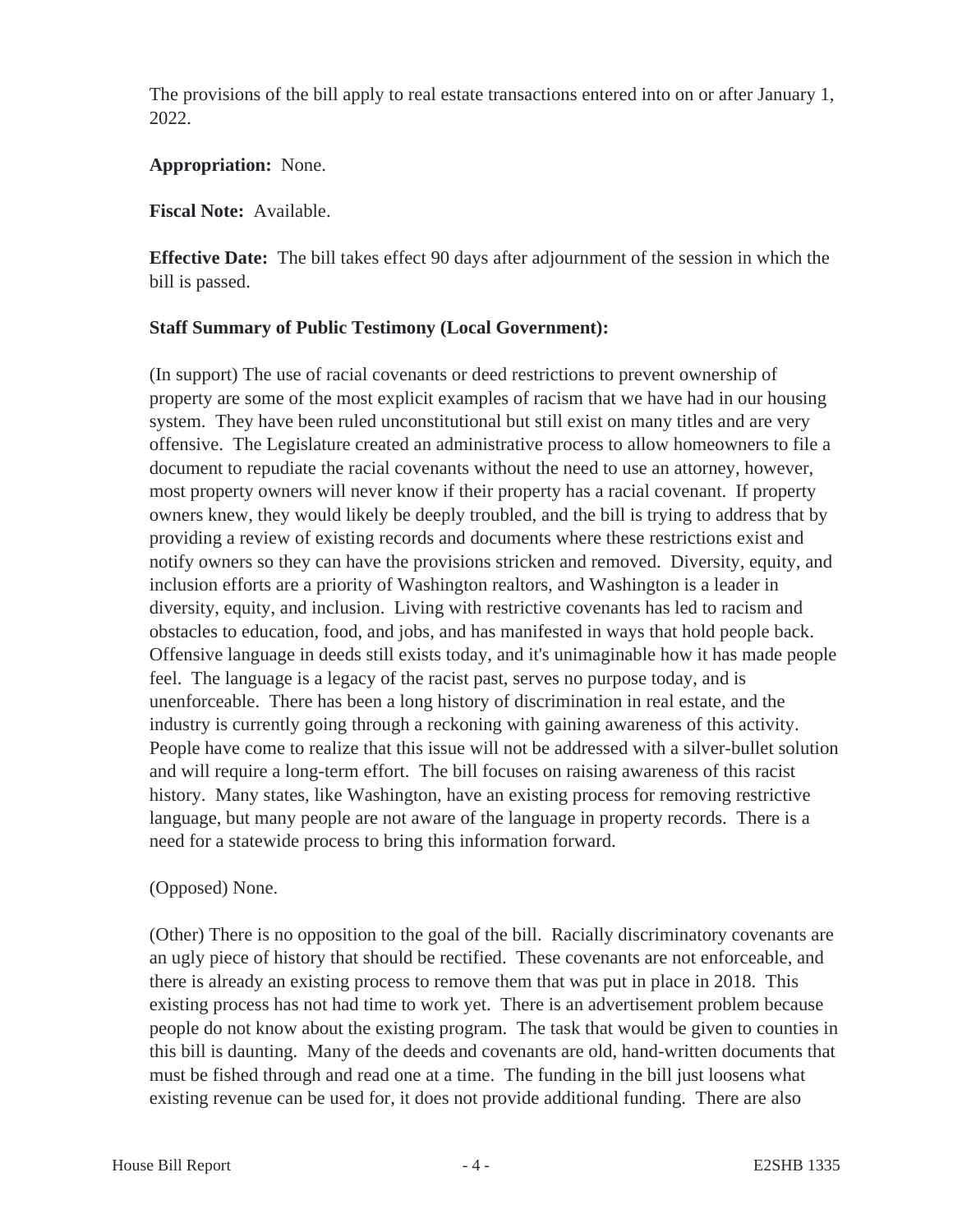The provisions of the bill apply to real estate transactions entered into on or after January 1, 2022.

**Appropriation:** None.

**Fiscal Note:** Available.

**Effective Date:** The bill takes effect 90 days after adjournment of the session in which the bill is passed.

**Staff Summary of Public Testimony (Local Government):**

(In support) The use of racial covenants or deed restrictions to prevent ownership of property are some of the most explicit examples of racism that we have had in our housing system. They have been ruled unconstitutional but still exist on many titles and are very offensive. The Legislature created an administrative process to allow homeowners to file a document to repudiate the racial covenants without the need to use an attorney, however, most property owners will never know if their property has a racial covenant. If property owners knew, they would likely be deeply troubled, and the bill is trying to address that by providing a review of existing records and documents where these restrictions exist and notify owners so they can have the provisions stricken and removed. Diversity, equity, and inclusion efforts are a priority of Washington realtors, and Washington is a leader in diversity, equity, and inclusion. Living with restrictive covenants has led to racism and obstacles to education, food, and jobs, and has manifested in ways that hold people back. Offensive language in deeds still exists today, and it's unimaginable how it has made people feel. The language is a legacy of the racist past, serves no purpose today, and is unenforceable. There has been a long history of discrimination in real estate, and the industry is currently going through a reckoning with gaining awareness of this activity. People have come to realize that this issue will not be addressed with a silver-bullet solution and will require a long-term effort. The bill focuses on raising awareness of this racist history. Many states, like Washington, have an existing process for removing restrictive language, but many people are not aware of the language in property records. There is a need for a statewide process to bring this information forward.

(Opposed) None.

(Other) There is no opposition to the goal of the bill. Racially discriminatory covenants are an ugly piece of history that should be rectified. These covenants are not enforceable, and there is already an existing process to remove them that was put in place in 2018. This existing process has not had time to work yet. There is an advertisement problem because people do not know about the existing program. The task that would be given to counties in this bill is daunting. Many of the deeds and covenants are old, hand-written documents that must be fished through and read one at a time. The funding in the bill just loosens what existing revenue can be used for, it does not provide additional funding. There are also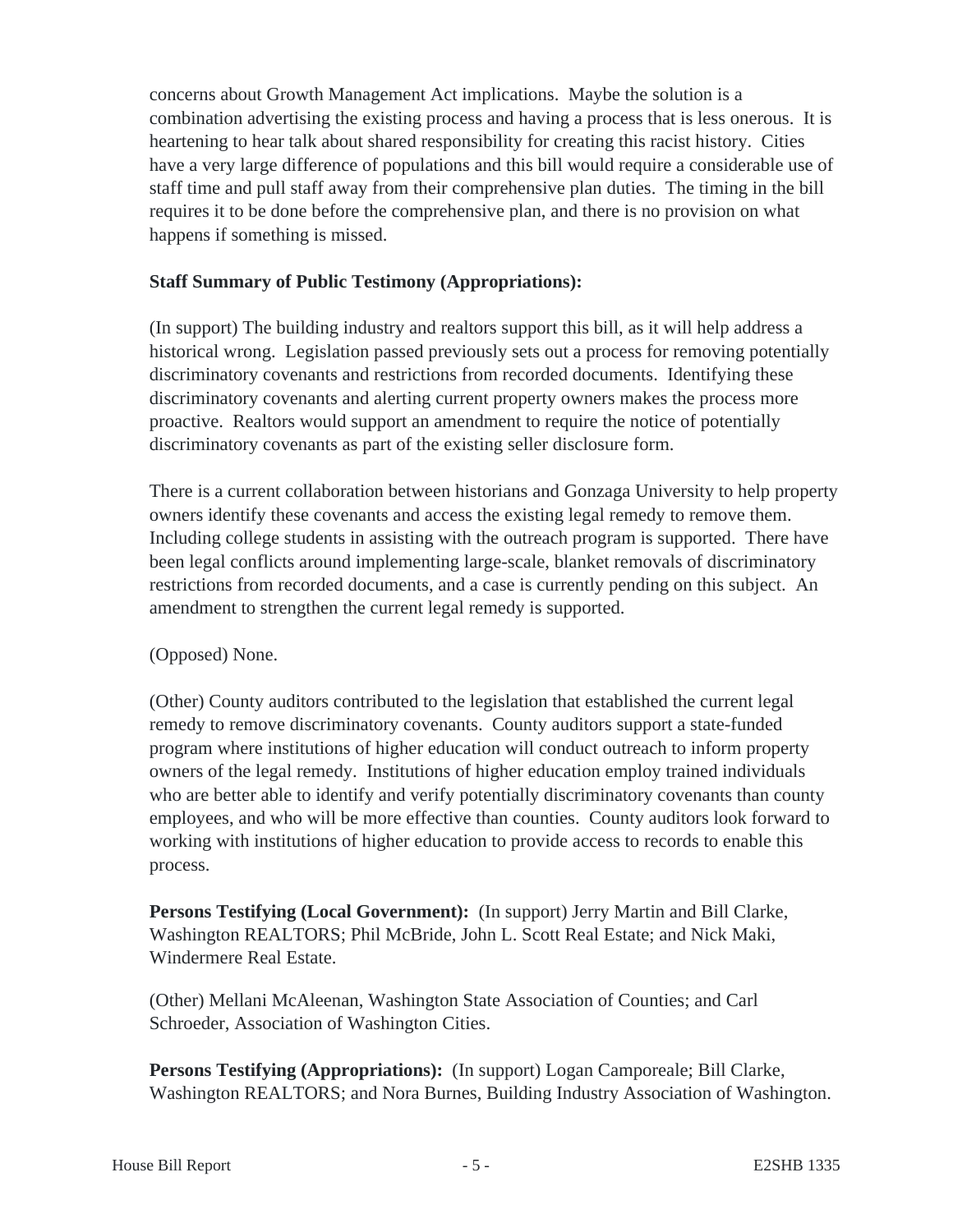concerns about Growth Management Act implications. Maybe the solution is a combination advertising the existing process and having a process that is less onerous. It is heartening to hear talk about shared responsibility for creating this racist history. Cities have a very large difference of populations and this bill would require a considerable use of staff time and pull staff away from their comprehensive plan duties. The timing in the bill requires it to be done before the comprehensive plan, and there is no provision on what happens if something is missed.

**Staff Summary of Public Testimony (Appropriations):**

(In support) The building industry and realtors support this bill, as it will help address a historical wrong. Legislation passed previously sets out a process for removing potentially discriminatory covenants and restrictions from recorded documents. Identifying these discriminatory covenants and alerting current property owners makes the process more proactive. Realtors would support an amendment to require the notice of potentially discriminatory covenants as part of the existing seller disclosure form.

There is a current collaboration between historians and Gonzaga University to help property owners identify these covenants and access the existing legal remedy to remove them. Including college students in assisting with the outreach program is supported. There have been legal conflicts around implementing large-scale, blanket removals of discriminatory restrictions from recorded documents, and a case is currently pending on this subject. An amendment to strengthen the current legal remedy is supported.

(Opposed) None.

(Other) County auditors contributed to the legislation that established the current legal remedy to remove discriminatory covenants. County auditors support a state-funded program where institutions of higher education will conduct outreach to inform property owners of the legal remedy. Institutions of higher education employ trained individuals who are better able to identify and verify potentially discriminatory covenants than county employees, and who will be more effective than counties. County auditors look forward to working with institutions of higher education to provide access to records to enable this process.

**Persons Testifying (Local Government):** (In support) Jerry Martin and Bill Clarke, Washington REALTORS; Phil McBride, John L. Scott Real Estate; and Nick Maki, Windermere Real Estate.

(Other) Mellani McAleenan, Washington State Association of Counties; and Carl Schroeder, Association of Washington Cities.

**Persons Testifying (Appropriations):** (In support) Logan Camporeale; Bill Clarke, Washington REALTORS; and Nora Burnes, Building Industry Association of Washington.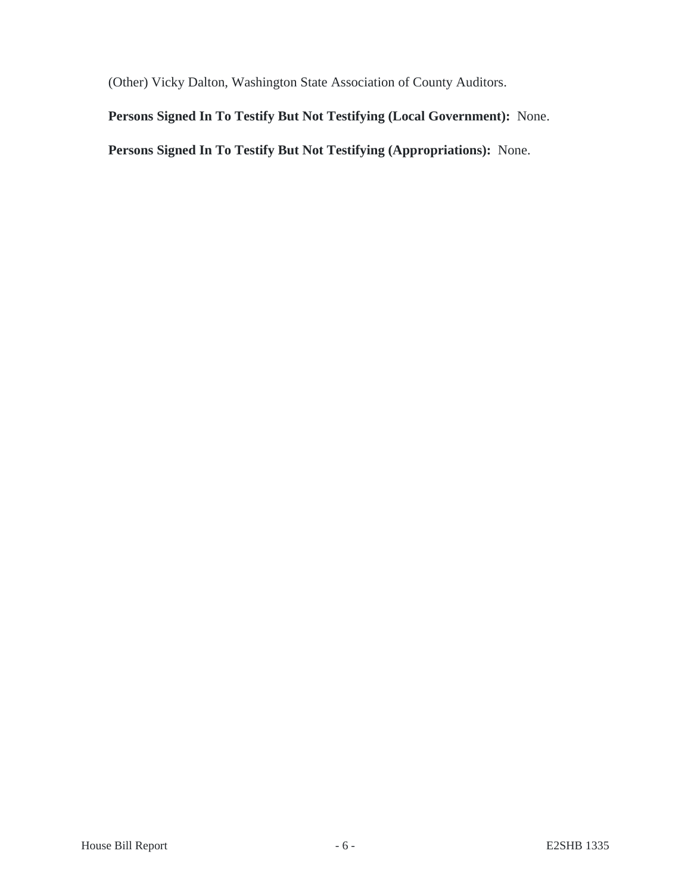(Other) Vicky Dalton, Washington State Association of County Auditors.

**Persons Signed In To Testify But Not Testifying (Local Government):** None.

**Persons Signed In To Testify But Not Testifying (Appropriations):** None.